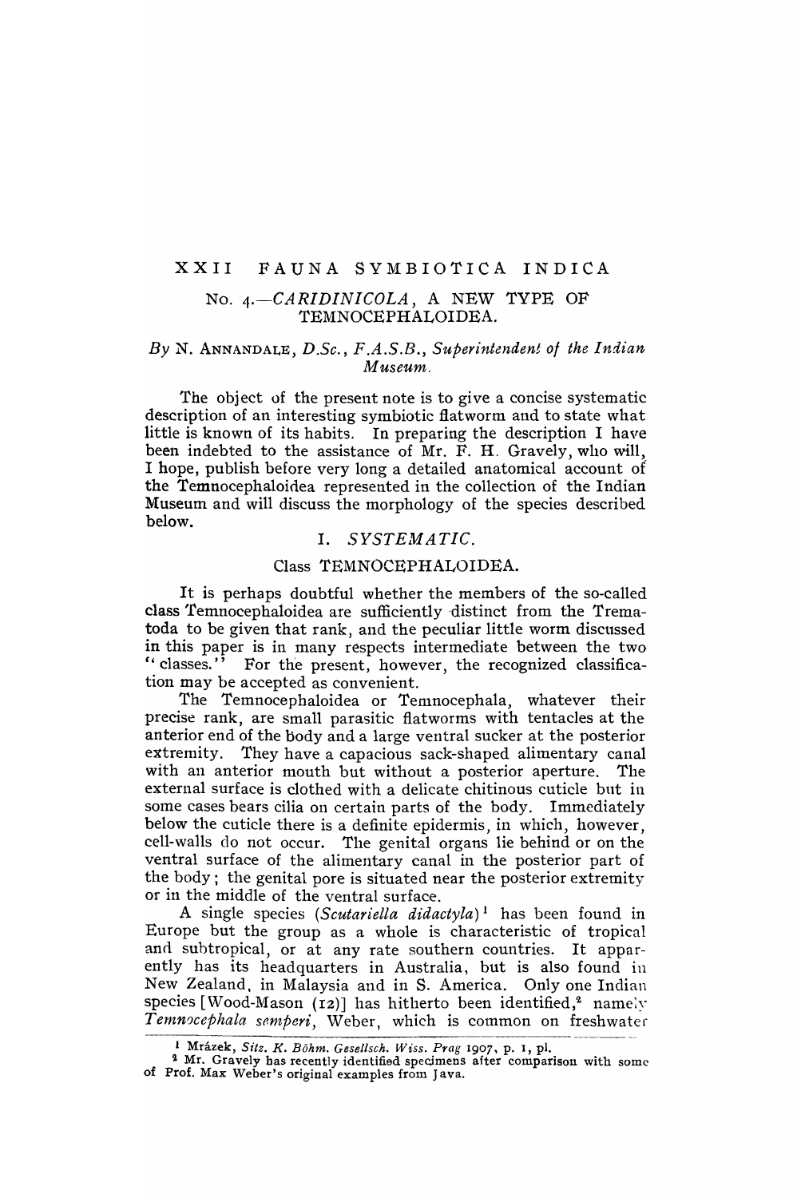# XXII FAUNA SYMBIOTICA INDICA

## No. 4.—*CARIDINICOLA*, A NEW TYPE OF TEMNOCEPHALOIDEA.

*By* N. ANNANDALE, *D.Sc., F.A.S.B., Superintendent of the Indian Museum.*

The object of the present note is to give a concise systematic description of an interesting symbiotic flatworm and to state what little is known of its habits. In preparing the description I have been indebted to the assistance of Mr. F. H. Gravely, who will, I hope, publish before very long a detailed anatomical account of the Temnocephaloidea represented in the collection of the Indian Museum and will discuss the morphology of the species described below.

### I. *SYSTEMATIC.*

#### Class TEMNOCEPHALOIDEA.

It is perhaps doubtful whether the members of the so-called class Temnocephaloidea are sufficiently distinct from the Trematoda to be given that rank, and the peculiar little worm discussed in this paper is in many respects intermediate between the two "classes." For the present, however, the recognized classification may be accepted as convenient.

The Temnocephaloidea or Temnocephala, whatever their precise rank, are small parasitic flatworms with tentacles at the anterior end of the body and a large ventral sucker at the posterior extremity. They have a capacious sack-shaped alimentary canal with an anterior mouth but without a posterior aperture. The external surface is clothed with a delicate chitinous cuticle but in some cases bears cilia on certain parts of the body. Immediately below the cuticle there is a definite epidermis, in which, however, cell-walls do not occur. The genital organs lie behind or on the ventral surface of the alimentary canal in the posterior part of the body; the genital pore is situated near the posterior extremity or in the middle of the ventral surface.

A single species (*Scutariella didactyla*)[1] has been found in Europe but the group as a whole is characteristic of tropical and subtropical, or at any rate southern countries. It apparently has its headquarters in Australia, but is also found in New Zealand, in Malaysia and in S. America. Only one Indian species [Wood-Mason (12)] has hitherto been identified,[2] namely *Temnocephala semperi*, Weber, which is common on freshwater

---

[1] Mrázek, *Sitz. K. Böhm. Gesellsch. Wiss. Prag* 1907, p. 1, pl.

[2] Mr. Gravely has recently identified specimens after comparison with some of Prof. Max Weber's original examples from Java.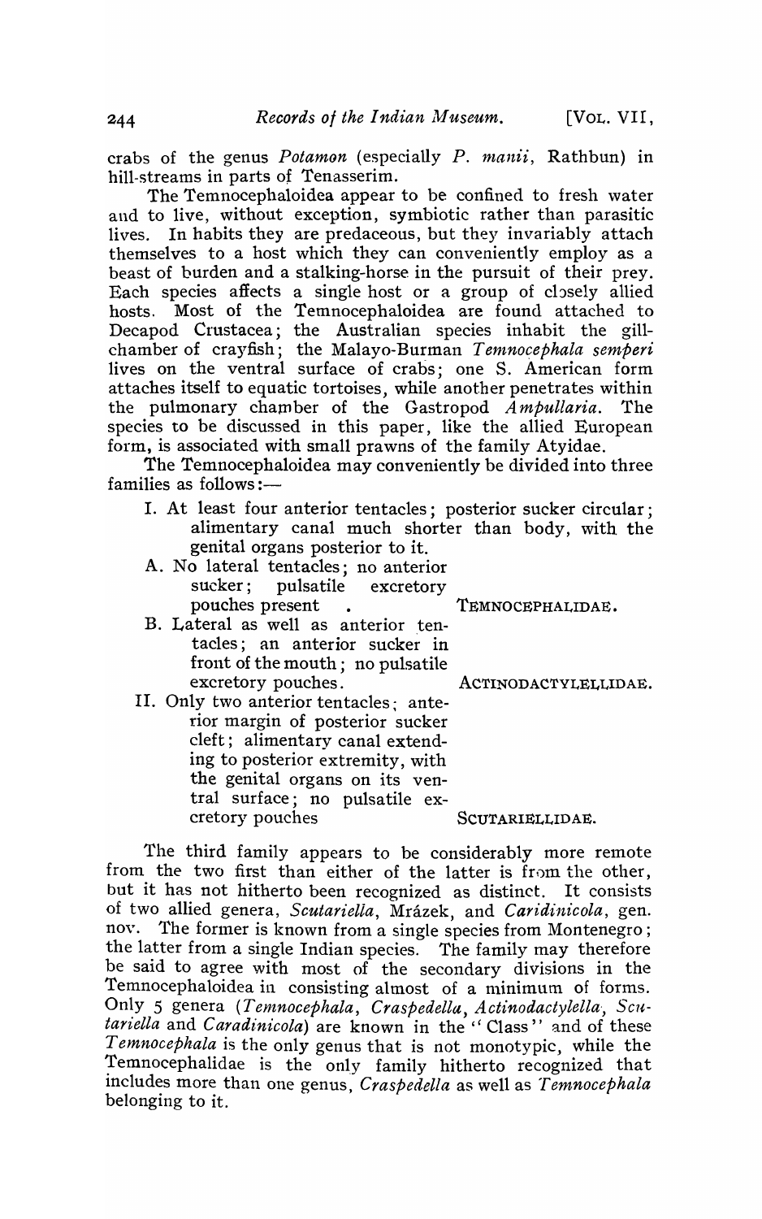crabs of the genus *Potamon* (especially *P. manii*, Rathbun) in hill-streams in parts of Tenasserim.

The Temnocephaloidea appear to be confined to fresh water and to live, without exception, symbiotic rather than parasitic lives. In habits they are predaceous, but they invariably attach themselves to a host which they can conveniently employ as a beast of burden and a stalking-horse in the pursuit of their prey. Each species affects a single host or a group of closely allied hosts. Most of the Temnocephaloidea are found attached to Decapod Crustacea; the Australian species inhabit the gill-chamber of crayfish; the Malayo-Burman *Temnocephala semperi* lives on the ventral surface of crabs; one S. American form attaches itself to equatic tortoises, while another penetrates within the pulmonary chamber of the Gastropod *Ampullaria*. The species to be discussed in this paper, like the allied European form, is associated with small prawns of the family Atyidae.

The Temnocephaloidea may conveniently be divided into three families as follows:—

I. At least four anterior tentacles; posterior sucker circular; alimentary canal much shorter than body, with the genital organs posterior to it.

A. No lateral tentacles; no anterior sucker; pulsatile excretory pouches present . TEMNOCEPHALIDAE.

B. Lateral as well as anterior tentacles; an anterior sucker in front of the mouth; no pulsatile excretory pouches. ACTINODACTYLELLIDAE.

II. Only two anterior tentacles; anterior margin of posterior sucker cleft; alimentary canal extending to posterior extremity, with the genital organs on its ventral surface; no pulsatile excretory pouches SCUTARIELLIDAE.

The third family appears to be considerably more remote from the two first than either of the latter is from the other, but it has not hitherto been recognized as distinct. It consists of two allied genera, *Scutariella*, Mrázek, and *Caridinicola*, gen. nov. The former is known from a single species from Montenegro; the latter from a single Indian species. The family may therefore be said to agree with most of the secondary divisions in the Temnocephaloidea in consisting almost of a minimum of forms. Only 5 genera (*Temnocephala*, *Craspedella*, *Actinodactylella*, *Scutariella* and *Caradinicola*) are known in the "Class" and of these *Temnocephala* is the only genus that is not monotypic, while the Temnocephalidae is the only family hitherto recognized that includes more than one genus, *Craspedella* as well as *Temnocephala* belonging to it.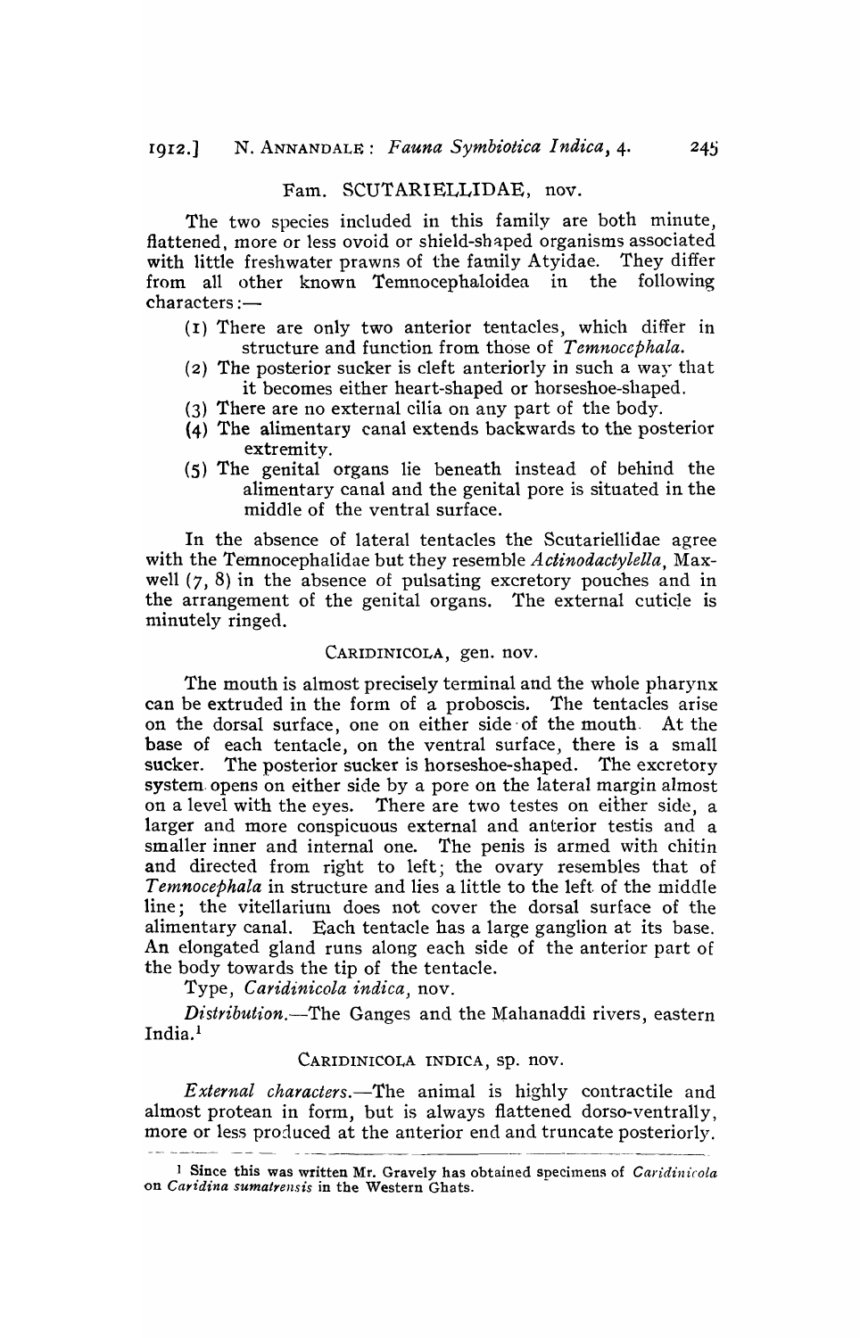## Fam. SCUTARIELLIDAE, nov.

The two species included in this family are both minute, flattened, more or less ovoid or shield-shaped organisms associated with little freshwater prawns of the family Atyidae. They differ from all other known Temnocephaloidea in the following characters:—

(1) There are only two anterior tentacles, which differ in structure and function from those of *Temnocephala*.

(2) The posterior sucker is cleft anteriorly in such a way that it becomes either heart-shaped or horseshoe-shaped.

(3) There are no external cilia on any part of the body.

(4) The alimentary canal extends backwards to the posterior extremity.

(5) The genital organs lie beneath instead of behind the alimentary canal and the genital pore is situated in the middle of the ventral surface.

In the absence of lateral tentacles the Scutariellidae agree with the Temnocephalidae but they resemble *Actinodactylella*, Maxwell (7, 8) in the absence of pulsating excretory pouches and in the arrangement of the genital organs. The external cuticle is minutely ringed.

### CARIDINICOLA, gen. nov.

The mouth is almost precisely terminal and the whole pharynx can be extruded in the form of a proboscis. The tentacles arise on the dorsal surface, one on either side of the mouth. At the base of each tentacle, on the ventral surface, there is a small sucker. The posterior sucker is horseshoe-shaped. The excretory system opens on either side by a pore on the lateral margin almost on a level with the eyes. There are two testes on either side, a larger and more conspicuous external and anterior testis and a smaller inner and internal one. The penis is armed with chitin and directed from right to left; the ovary resembles that of *Temnocephala* in structure and lies a little to the left of the middle line; the vitellarium does not cover the dorsal surface of the alimentary canal. Each tentacle has a large ganglion at its base. An elongated gland runs along each side of the anterior part of the body towards the tip of the tentacle.

Type, *Caridinicola indica*, nov.

*Distribution.*—The Ganges and the Mahanaddi rivers, eastern India.[1]

### CARIDINICOLA INDICA, sp. nov.

*External characters.*—The animal is highly contractile and almost protean in form, but is always flattened dorso-ventrally, more or less produced at the anterior end and truncate posteriorly.

[1] Since this was written Mr. Gravely has obtained specimens of *Caridinicola* on *Caridina sumatrensis* in the Western Ghats.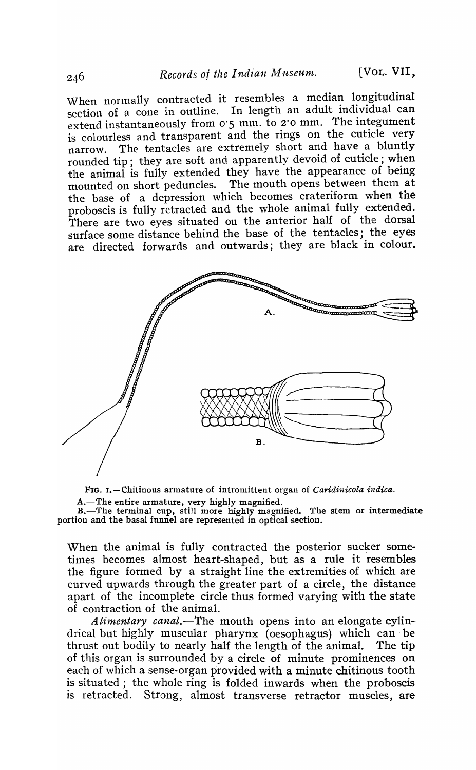When normally contracted it resembles a median longitudinal section of a cone in outline. In length an adult individual can extend instantaneously from 0·5 mm. to 2·0 mm. The integument is colourless and transparent and the rings on the cuticle very narrow. The tentacles are extremely short and have a bluntly rounded tip; they are soft and apparently devoid of cuticle; when the animal is fully extended they have the appearance of being mounted on short peduncles. The mouth opens between them at the base of a depression which becomes crateriform when the proboscis is fully retracted and the whole animal fully extended. There are two eyes situated on the anterior half of the dorsal surface some distance behind the base of the tentacles; the eyes are directed forwards and outwards; they are black in colour.

A.

B.

FIG. 1.—Chitinous armature of intromittent organ of *Caridinicola indica*.

A.—The entire armature, very highly magnified.

B.—The terminal cup, still more highly magnified. The stem or intermediate portion and the basal funnel are represented in optical section.

When the animal is fully contracted the posterior sucker sometimes becomes almost heart-shaped, but as a rule it resembles the figure formed by a straight line the extremities of which are curved upwards through the greater part of a circle, the distance apart of the incomplete circle thus formed varying with the state of contraction of the animal.

*Alimentary canal.*—The mouth opens into an elongate cylindrical but highly muscular pharynx (oesophagus) which can be thrust out bodily to nearly half the length of the animal. The tip of this organ is surrounded by a circle of minute prominences on each of which a sense-organ provided with a minute chitinous tooth is situated; the whole ring is folded inwards when the proboscis is retracted. Strong, almost transverse retractor muscles, are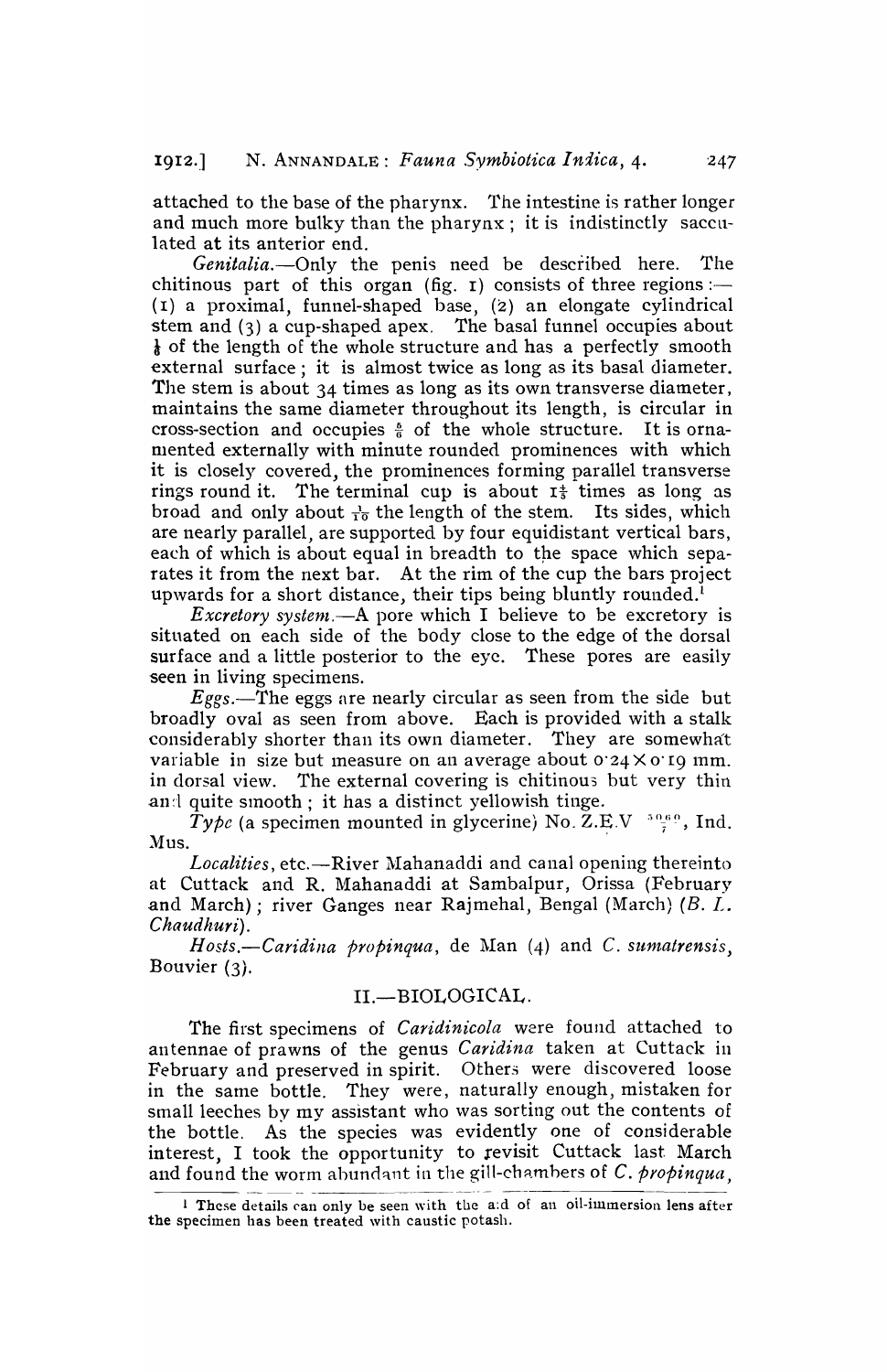attached to the base of the pharynx. The intestine is rather longer and much more bulky than the pharynx; it is indistinctly sacculated at its anterior end.

*Genitalia.*—Only the penis need be described here. The chitinous part of this organ (fig. 1) consists of three regions:—(1) a proximal, funnel-shaped base, (2) an elongate cylindrical stem and (3) a cup-shaped apex. The basal funnel occupies about $\frac{1}{8}$ of the length of the whole structure and has a perfectly smooth external surface; it is almost twice as long as its basal diameter. The stem is about 34 times as long as its own transverse diameter, maintains the same diameter throughout its length, is circular in cross-section and occupies $\frac{5}{6}$ of the whole structure. It is ornamented externally with minute rounded prominences with which it is closely covered, the prominences forming parallel transverse rings round it. The terminal cup is about $1\frac{1}{3}$ times as long as broad and only about $\frac{1}{10}$ the length of the stem. Its sides, which are nearly parallel, are supported by four equidistant vertical bars, each of which is about equal in breadth to the space which separates it from the next bar. At the rim of the cup the bars project upwards for a short distance, their tips being bluntly rounded.[1]

*Excretory system.*—A pore which I believe to be excretory is situated on each side of the body close to the edge of the dorsal surface and a little posterior to the eye. These pores are easily seen in living specimens.

*Eggs.*—The eggs are nearly circular as seen from the side but broadly oval as seen from above. Each is provided with a stalk considerably shorter than its own diameter. They are somewhat variable in size but measure on an average about 0·24 × 0·19 mm. in dorsal view. The external covering is chitinous but very thin and quite smooth; it has a distinct yellowish tinge.

*Type* (a specimen mounted in glycerine) No. Z.E.V $\frac{5060}{7}$, Ind. Mus.

*Localities*, etc.—River Mahanaddi and canal opening thereinto at Cuttack and R. Mahanaddi at Sambalpur, Orissa (February and March); river Ganges near Rajmehal, Bengal (March) (*B. L. Chaudhuri*).

*Hosts.*—*Caridina propinqua*, de Man (4) and *C. sumatrensis*, Bouvier (3).

## II.—BIOLOGICAL.

The first specimens of *Caridinicola* were found attached to antennae of prawns of the genus *Caridina* taken at Cuttack in February and preserved in spirit. Others were discovered loose in the same bottle. They were, naturally enough, mistaken for small leeches by my assistant who was sorting out the contents of the bottle. As the species was evidently one of considerable interest, I took the opportunity to revisit Cuttack last March and found the worm abundant in the gill-chambers of *C. propinqua*,

[1] These details can only be seen with the aid of an oil-immersion lens after the specimen has been treated with caustic potash.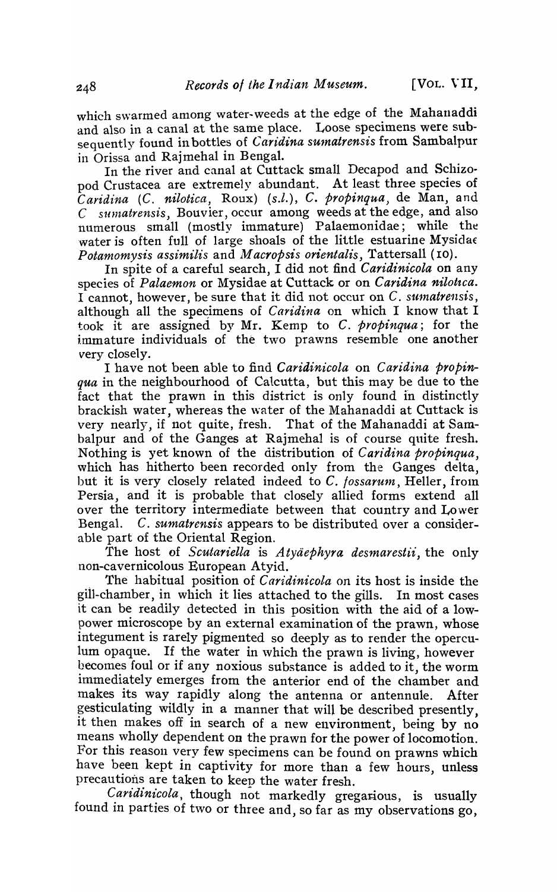which swarmed among water-weeds at the edge of the Mahanaddi and also in a canal at the same place. Loose specimens were subsequently found in bottles of *Caridina sumatrensis* from Sambalpur in Orissa and Rajmehal in Bengal.

In the river and canal at Cuttack small Decapod and Schizopod Crustacea are extremely abundant. At least three species of *Caridina* (*C. nilotica*, Roux) (*s.l.*), *C. propinqua*, de Man, and *C sumatrensis*, Bouvier, occur among weeds at the edge, and also numerous small (mostly immature) Palaemonidae; while the water is often full of large shoals of the little estuarine Mysidae *Potamomysis assimilis* and *Macropsis orientalis*, Tattersall (10).

In spite of a careful search, I did not find *Caridinicola* on any species of *Palaemon* or Mysidae at Cuttack or on *Caridina nilotica*. I cannot, however, be sure that it did not occur on *C. sumatrensis*, although all the specimens of *Caridina* on which I know that I took it are assigned by Mr. Kemp to *C. propinqua*; for the immature individuals of the two prawns resemble one another very closely.

I have not been able to find *Caridinicola* on *Caridina propinqua* in the neighbourhood of Calcutta, but this may be due to the fact that the prawn in this district is only found in distinctly brackish water, whereas the water of the Mahanaddi at Cuttack is very nearly, if not quite, fresh. That of the Mahanaddi at Sambalpur and of the Ganges at Rajmehal is of course quite fresh. Nothing is yet known of the distribution of *Caridina propinqua*, which has hitherto been recorded only from the Ganges delta, but it is very closely related indeed to *C. fossarum*, Heller, from Persia, and it is probable that closely allied forms extend all over the territory intermediate between that country and Lower Bengal. *C. sumatrensis* appears to be distributed over a considerable part of the Oriental Region.

The host of *Scutariella* is *Atyäephyra desmarestii*, the only non-cavernicolous European Atyid.

The habitual position of *Caridinicola* on its host is inside the gill-chamber, in which it lies attached to the gills. In most cases it can be readily detected in this position with the aid of a low-power microscope by an external examination of the prawn, whose integument is rarely pigmented so deeply as to render the operculum opaque. If the water in which the prawn is living, however becomes foul or if any noxious substance is added to it, the worm immediately emerges from the anterior end of the chamber and makes its way rapidly along the antenna or antennule. After gesticulating wildly in a manner that will be described presently, it then makes off in search of a new environment, being by no means wholly dependent on the prawn for the power of locomotion. For this reason very few specimens can be found on prawns which have been kept in captivity for more than a few hours, unless precautions are taken to keep the water fresh.

*Caridinicola*, though not markedly gregarious, is usually found in parties of two or three and, so far as my observations go,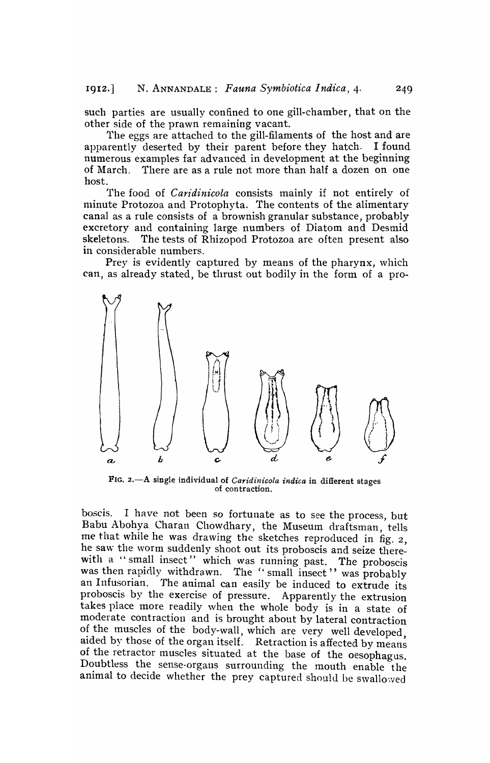such parties are usually confined to one gill-chamber, that on the other side of the prawn remaining vacant.

The eggs are attached to the gill-filaments of the host and are apparently deserted by their parent before they hatch. I found numerous examples far advanced in development at the beginning of March. There are as a rule not more than half a dozen on one host.

The food of *Caridinicola* consists mainly if not entirely of minute Protozoa and Protophyta. The contents of the alimentary canal as a rule consists of a brownish granular substance, probably excretory and containing large numbers of Diatom and Desmid skeletons. The tests of Rhizopod Protozoa are often present also in considerable numbers.

Prey is evidently captured by means of the pharynx, which can, as already stated, be thrust out bodily in the form of a pro-

a b c d e f

FIG. 2.—A single individual of *Caridinicola indica* in different stages of contraction.

boscis. I have not been so fortunate as to see the process, but Babu Abohya Charan Chowdhary, the Museum draftsman, tells me that while he was drawing the sketches reproduced in fig. 2, he saw the worm suddenly shoot out its proboscis and seize therewith a "small insect" which was running past. The proboscis was then rapidly withdrawn. The "small insect" was probably an Infusorian. The animal can easily be induced to extrude its proboscis by the exercise of pressure. Apparently the extrusion takes place more readily when the whole body is in a state of moderate contraction and is brought about by lateral contraction of the muscles of the body-wall, which are very well developed, aided by those of the organ itself. Retraction is affected by means of the retractor muscles situated at the base of the oesophagus. Doubtless the sense-organs surrounding the mouth enable the animal to decide whether the prey captured should be swallowed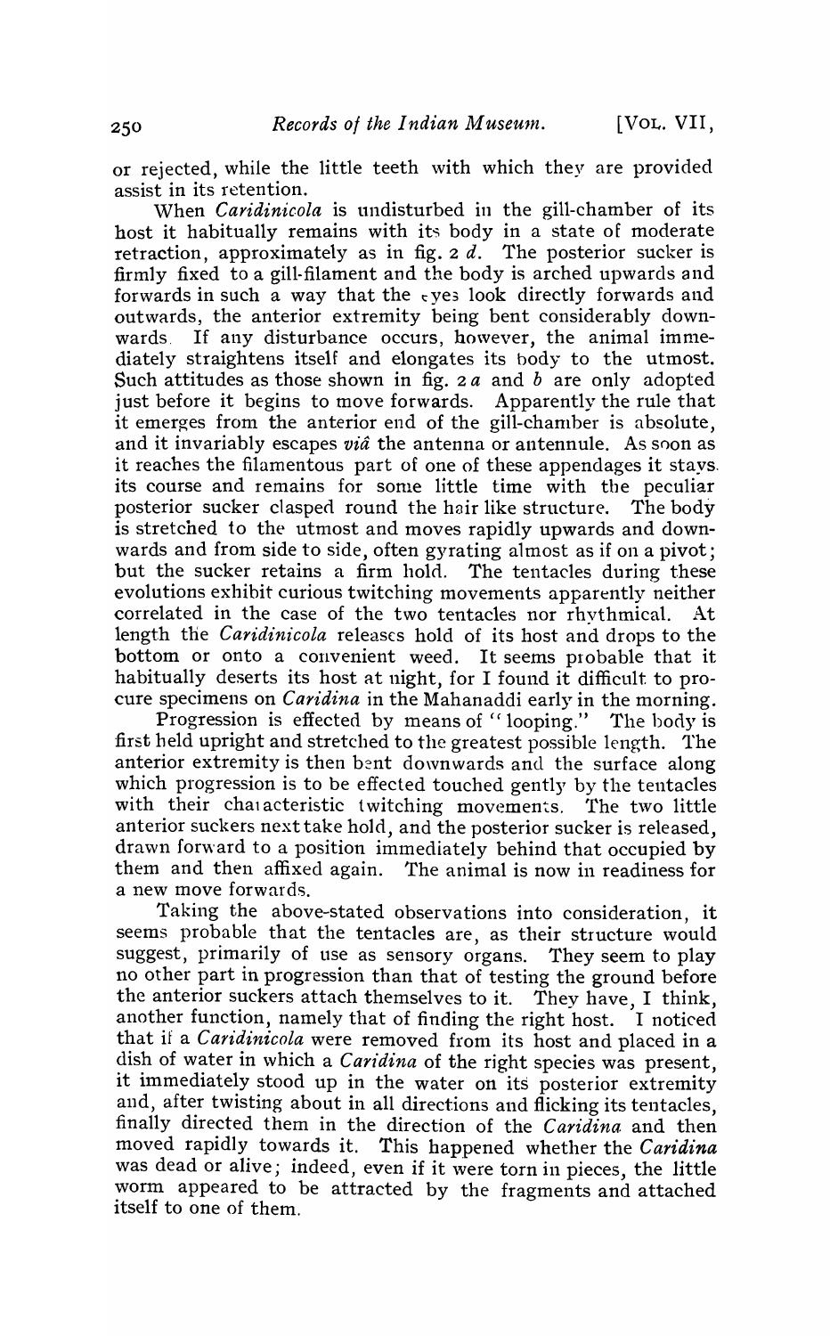or rejected, while the little teeth with which they are provided assist in its retention.

When *Caridinicola* is undisturbed in the gill-chamber of its host it habitually remains with its body in a state of moderate retraction, approximately as in fig. 2 *d*. The posterior sucker is firmly fixed to a gill-filament and the body is arched upwards and forwards in such a way that the eyes look directly forwards and outwards, the anterior extremity being bent considerably downwards. If any disturbance occurs, however, the animal immediately straightens itself and elongates its body to the utmost. Such attitudes as those shown in fig. 2 *a* and *b* are only adopted just before it begins to move forwards. Apparently the rule that it emerges from the anterior end of the gill-chamber is absolute, and it invariably escapes *viâ* the antenna or antennule. As soon as it reaches the filamentous part of one of these appendages it stays its course and remains for some little time with the peculiar posterior sucker clasped round the hair like structure. The body is stretched to the utmost and moves rapidly upwards and downwards and from side to side, often gyrating almost as if on a pivot; but the sucker retains a firm hold. The tentacles during these evolutions exhibit curious twitching movements apparently neither correlated in the case of the two tentacles nor rhythmical. At length the *Caridinicola* releases hold of its host and drops to the bottom or onto a convenient weed. It seems probable that it habitually deserts its host at night, for I found it difficult to procure specimens on *Caridina* in the Mahanaddi early in the morning.

Progression is effected by means of "looping." The body is first held upright and stretched to the greatest possible length. The anterior extremity is then bent downwards and the surface along which progression is to be effected touched gently by the tentacles with their characteristic twitching movements. The two little anterior suckers next take hold, and the posterior sucker is released, drawn forward to a position immediately behind that occupied by them and then affixed again. The animal is now in readiness for a new move forwards.

Taking the above-stated observations into consideration, it seems probable that the tentacles are, as their structure would suggest, primarily of use as sensory organs. They seem to play no other part in progression than that of testing the ground before the anterior suckers attach themselves to it. They have, I think, another function, namely that of finding the right host. I noticed that if a *Caridinicola* were removed from its host and placed in a dish of water in which a *Caridina* of the right species was present, it immediately stood up in the water on its posterior extremity and, after twisting about in all directions and flicking its tentacles, finally directed them in the direction of the *Caridina* and then moved rapidly towards it. This happened whether the *Caridina* was dead or alive; indeed, even if it were torn in pieces, the little worm appeared to be attracted by the fragments and attached itself to one of them.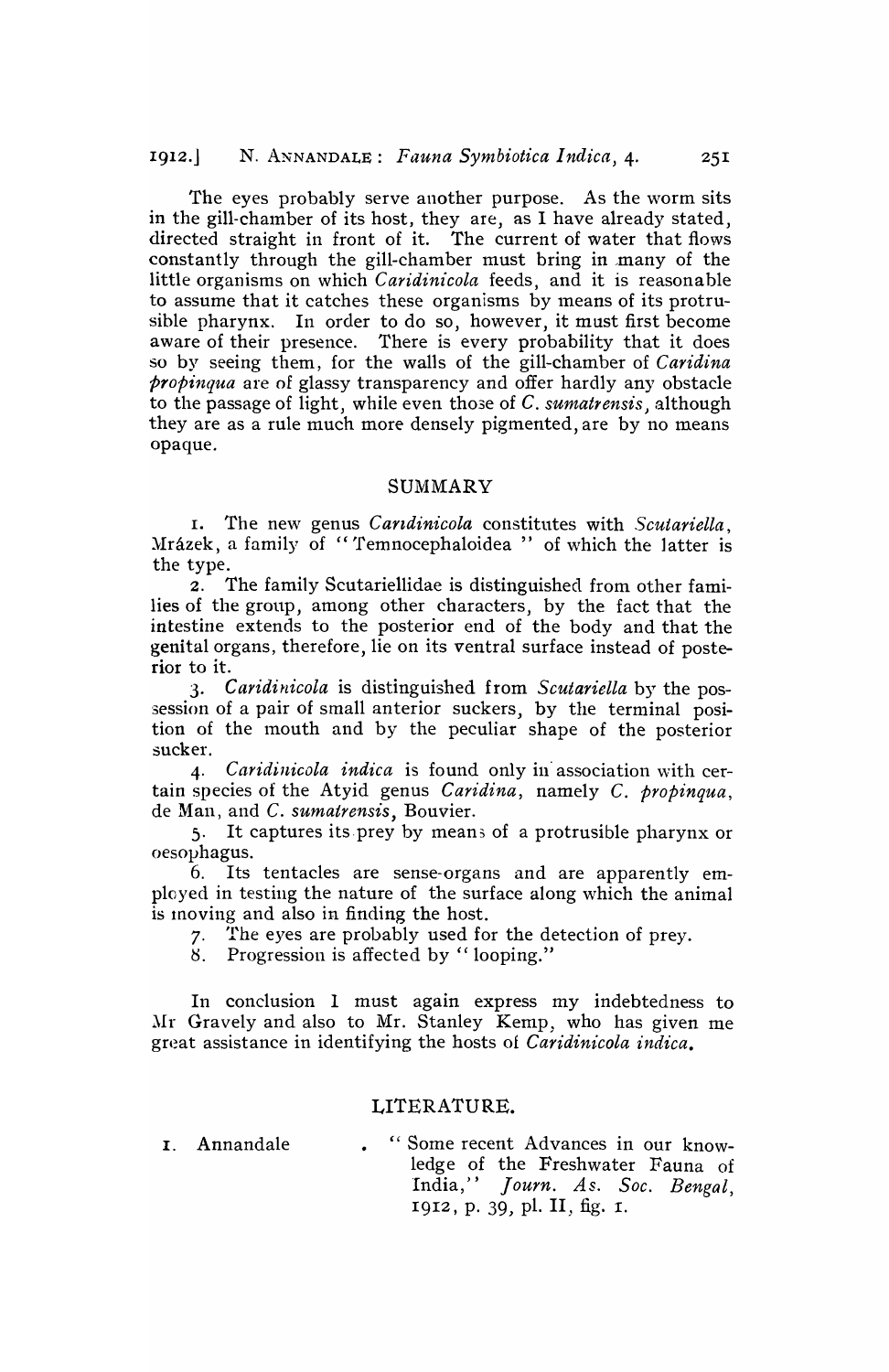The eyes probably serve another purpose. As the worm sits in the gill-chamber of its host, they are, as I have already stated, directed straight in front of it. The current of water that flows constantly through the gill-chamber must bring in many of the little organisms on which *Caridinicola* feeds, and it is reasonable to assume that it catches these organisms by means of its protrusible pharynx. In order to do so, however, it must first become aware of their presence. There is every probability that it does so by seeing them, for the walls of the gill-chamber of *Caridina propinqua* are of glassy transparency and offer hardly any obstacle to the passage of light, while even those of *C. sumatrensis*, although they are as a rule much more densely pigmented, are by no means opaque.

## SUMMARY

1. The new genus *Caridinicola* constitutes with *Scutariella*, Mrázek, a family of "Temnocephaloidea" of which the latter is the type.

2. The family Scutariellidae is distinguished from other families of the group, among other characters, by the fact that the intestine extends to the posterior end of the body and that the genital organs, therefore, lie on its ventral surface instead of posterior to it.

3. *Caridinicola* is distinguished from *Scutariella* by the possession of a pair of small anterior suckers, by the terminal position of the mouth and by the peculiar shape of the posterior sucker.

4. *Caridinicola indica* is found only in association with certain species of the Atyid genus *Caridina*, namely *C. propinqua*, de Man, and *C. sumatrensis*, Bouvier.

5. It captures its prey by means of a protrusible pharynx or oesophagus.

6. Its tentacles are sense-organs and are apparently employed in testing the nature of the surface along which the animal is moving and also in finding the host.

7. The eyes are probably used for the detection of prey.

8. Progression is affected by "looping."

In conclusion I must again express my indebtedness to Mr Gravely and also to Mr. Stanley Kemp, who has given me great assistance in identifying the hosts of *Caridinicola indica*.

## LITERATURE.

1. Annandale . "Some recent Advances in our knowledge of the Freshwater Fauna of India," *Journ. As. Soc. Bengal*, 1912, p. 39, pl. II, fig. 1.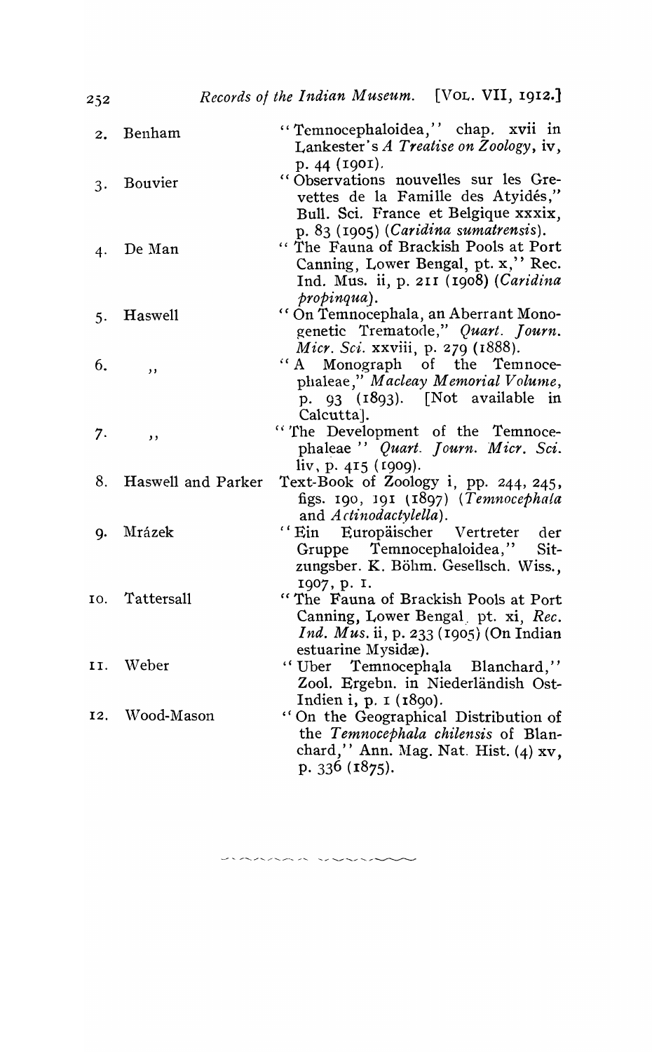2. Benham — "Temnocephaloidea," chap. xvii in Lankester's *A Treatise on Zoology*, iv, p. 44 (1901).

3. Bouvier — "Observations nouvelles sur les Grevettes de la Famille des Atyidés," Bull. Sci. France et Belgique xxxix, p. 83 (1905) (*Caridina sumatrensis*).

4. De Man — "The Fauna of Brackish Pools at Port Canning, Lower Bengal, pt. x," Rec. Ind. Mus. ii, p. 211 (1908) (*Caridina propinqua*).

5. Haswell — "On Temnocephala, an Aberrant Monogenetic Trematode," *Quart. Journ. Micr. Sci.* xxviii, p. 279 (1888).

6. ,, — "A Monograph of the Temnocephaleae," *Macleay Memorial Volume*, p. 93 (1893). [Not available in Calcutta].

7. ,, — "The Development of the Temnocephaleae" *Quart. Journ. Micr. Sci.* liv, p. 415 (1909).

8. Haswell and Parker — Text-Book of Zoology i, pp. 244, 245, figs. 190, 191 (1897) (*Temnocephala* and *Actinodactylella*).

9. Mrázek — "Ein Europäischer Vertreter der Gruppe Temnocephaloidea," Sitzungsber. K. Böhm. Gesellsch. Wiss., 1907, p. 1.

10. Tattersall — "The Fauna of Brackish Pools at Port Canning, Lower Bengal, pt. xi, *Rec. Ind. Mus.* ii, p. 233 (1905) (On Indian estuarine Mysidæ).

11. Weber — "Uber Temnocephala Blanchard," Zool. Ergebn. in Niederländish Ost-Indien i, p. 1 (1890).

12. Wood-Mason — "On the Geographical Distribution of the *Temnocephala chilensis* of Blanchard," Ann. Mag. Nat. Hist. (4) xv, p. 336 (1875).